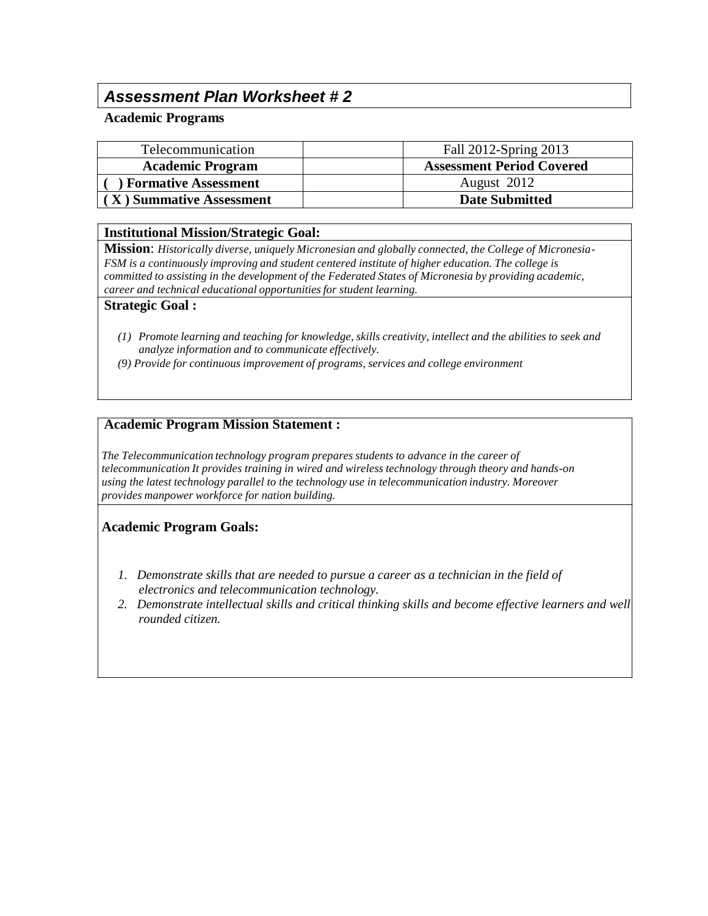## *Assessment Plan Worksheet # 2*

**Academic Programs**

| Telecommunication | | Fall 2012-Spring 2013 |
|---|---|---|
| **Academic Program** | | **Assessment Period Covered** |
| **( ) Formative Assessment** | | August 2012 |
| **( X ) Summative Assessment** | | **Date Submitted** |

**Institutional Mission/Strategic Goal:**

**Mission**: *Historically diverse, uniquely Micronesian and globally connected, the College of Micronesia-FSM is a continuously improving and student centered institute of higher education. The college is committed to assisting in the development of the Federated States of Micronesia by providing academic, career and technical educational opportunities for student learning.*

**Strategic Goal :**

*(1) Promote learning and teaching for knowledge, skills creativity, intellect and the abilities to seek and analyze information and to communicate effectively.*

*(9) Provide for continuous improvement of programs, services and college environment*

**Academic Program Mission Statement :**

*The Telecommunication technology program prepares students to advance in the career of telecommunication It provides training in wired and wireless technology through theory and hands-on using the latest technology parallel to the technology use in telecommunication industry. Moreover provides manpower workforce for nation building.*

**Academic Program Goals:**

1. *Demonstrate skills that are needed to pursue a career as a technician in the field of electronics and telecommunication technology.*
2. *Demonstrate intellectual skills and critical thinking skills and become effective learners and well rounded citizen.*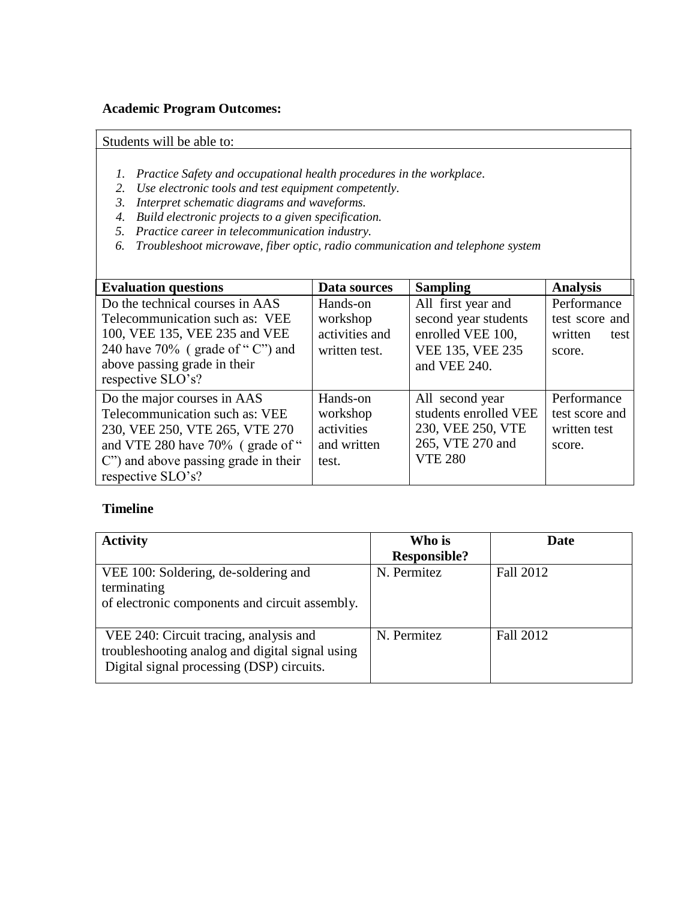**Academic Program Outcomes:**

Students will be able to:

1. *Practice Safety and occupational health procedures in the workplace.*
2. *Use electronic tools and test equipment competently.*
3. *Interpret schematic diagrams and waveforms.*
4. *Build electronic projects to a given specification.*
5. *Practice career in telecommunication industry.*
6. *Troubleshoot microwave, fiber optic, radio communication and telephone system*

| Evaluation questions | Data sources | Sampling | Analysis |
|---|---|---|---|
| Do the technical courses in AAS Telecommunication such as: VEE 100, VEE 135, VEE 235 and VEE 240 have 70% ( grade of " C") and above passing grade in their respective SLO's? | Hands-on workshop activities and written test. | All first year and second year students enrolled VEE 100, VEE 135, VEE 235 and VEE 240. | Performance test score and written test score. |
| Do the major courses in AAS Telecommunication such as: VEE 230, VEE 250, VTE 265, VTE 270 and VTE 280 have 70% ( grade of " C") and above passing grade in their respective SLO's? | Hands-on workshop activities and written test. | All second year students enrolled VEE 230, VEE 250, VTE 265, VTE 270 and VTE 280 | Performance test score and written test score. |

**Timeline**

| Activity | Who is Responsible? | Date |
|---|---|---|
| VEE 100: Soldering, de-soldering and terminating of electronic components and circuit assembly. | N. Permitez | Fall 2012 |
| VEE 240: Circuit tracing, analysis and troubleshooting analog and digital signal using Digital signal processing (DSP) circuits. | N. Permitez | Fall 2012 |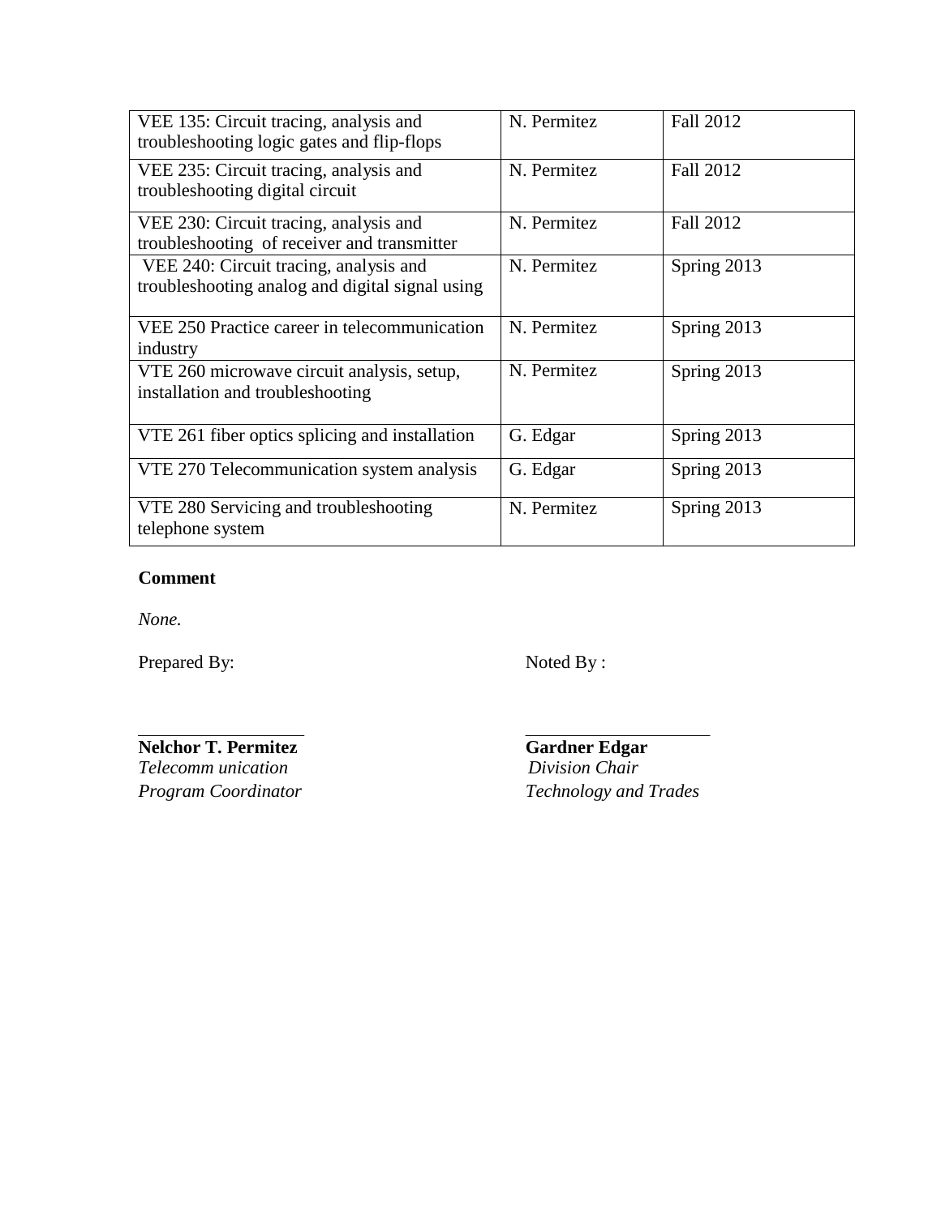| | | |
|---|---|---|
| VEE 135: Circuit tracing, analysis and troubleshooting logic gates and flip-flops | N. Permitez | Fall 2012 |
| VEE 235: Circuit tracing, analysis and troubleshooting digital circuit | N. Permitez | Fall 2012 |
| VEE 230: Circuit tracing, analysis and troubleshooting of receiver and transmitter | N. Permitez | Fall 2012 |
| VEE 240: Circuit tracing, analysis and troubleshooting analog and digital signal using | N. Permitez | Spring 2013 |
| VEE 250 Practice career in telecommunication industry | N. Permitez | Spring 2013 |
| VTE 260 microwave circuit analysis, setup, installation and troubleshooting | N. Permitez | Spring 2013 |
| VTE 261 fiber optics splicing and installation | G. Edgar | Spring 2013 |
| VTE 270 Telecommunication system analysis | G. Edgar | Spring 2013 |
| VTE 280 Servicing and troubleshooting telephone system | N. Permitez | Spring 2013 |

**Comment**

*None.*

Prepared By:

\_\_\_\_\_\_\_\_\_\_\_\_\_\_\_\_\_\_\_\_

**Nelchor T. Permitez**
*Telecomm unication*
*Program Coordinator*

Noted By :

\_\_\_\_\_\_\_\_\_\_\_\_\_\_\_\_\_\_\_\_

**Gardner Edgar**
*Division Chair*
*Technology and Trades*